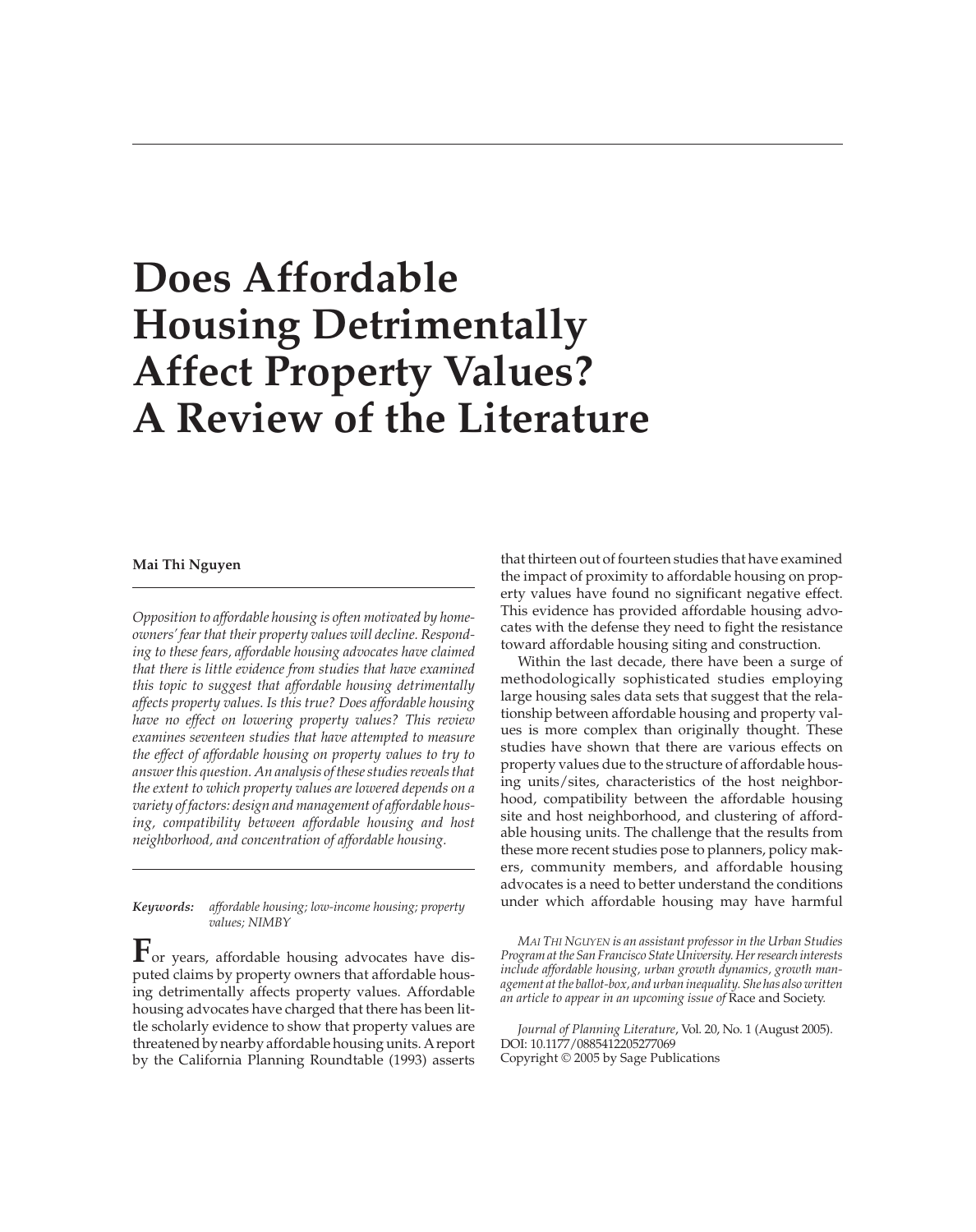# Does Affordable Housing Detrimentally Affect Property Values? A Review of the Literature

**Mai Thi Nguyen**

*Opposition to affordable housing is often motivated by homeowners' fear that their property values will decline. Responding to these fears, affordable housing advocates have claimed that there is little evidence from studies that have examined this topic to suggest that affordable housing detrimentally affects property values. Is this true? Does affordable housing have no effect on lowering property values? This review examines seventeen studies that have attempted to measure the effect of affordable housing on property values to try to answer this question. An analysis of these studies reveals that the extent to which property values are lowered depends on a variety of factors: design and management of affordable housing, compatibility between affordable housing and host neighborhood, and concentration of affordable housing.*

***Keywords:*** *affordable housing; low-income housing; property values; NIMBY*

For years, affordable housing advocates have disputed claims by property owners that affordable housing detrimentally affects property values. Affordable housing advocates have charged that there has been little scholarly evidence to show that property values are threatened by nearby affordable housing units. A report by the California Planning Roundtable (1993) asserts that thirteen out of fourteen studies that have examined the impact of proximity to affordable housing on property values have found no significant negative effect. This evidence has provided affordable housing advocates with the defense they need to fight the resistance toward affordable housing siting and construction.

Within the last decade, there have been a surge of methodologically sophisticated studies employing large housing sales data sets that suggest that the relationship between affordable housing and property values is more complex than originally thought. These studies have shown that there are various effects on property values due to the structure of affordable housing units/sites, characteristics of the host neighborhood, compatibility between the affordable housing site and host neighborhood, and clustering of affordable housing units. The challenge that the results from these more recent studies pose to planners, policy makers, community members, and affordable housing advocates is a need to better understand the conditions under which affordable housing may have harmful

*MAI THI NGUYEN is an assistant professor in the Urban Studies Program at the San Francisco State University. Her research interests include affordable housing, urban growth dynamics, growth management at the ballot-box, and urban inequality. She has also written an article to appear in an upcoming issue of* Race and Society.

*Journal of Planning Literature*, Vol. 20, No. 1 (August 2005).
DOI: 10.1177/0885412205277069
Copyright © 2005 by Sage Publications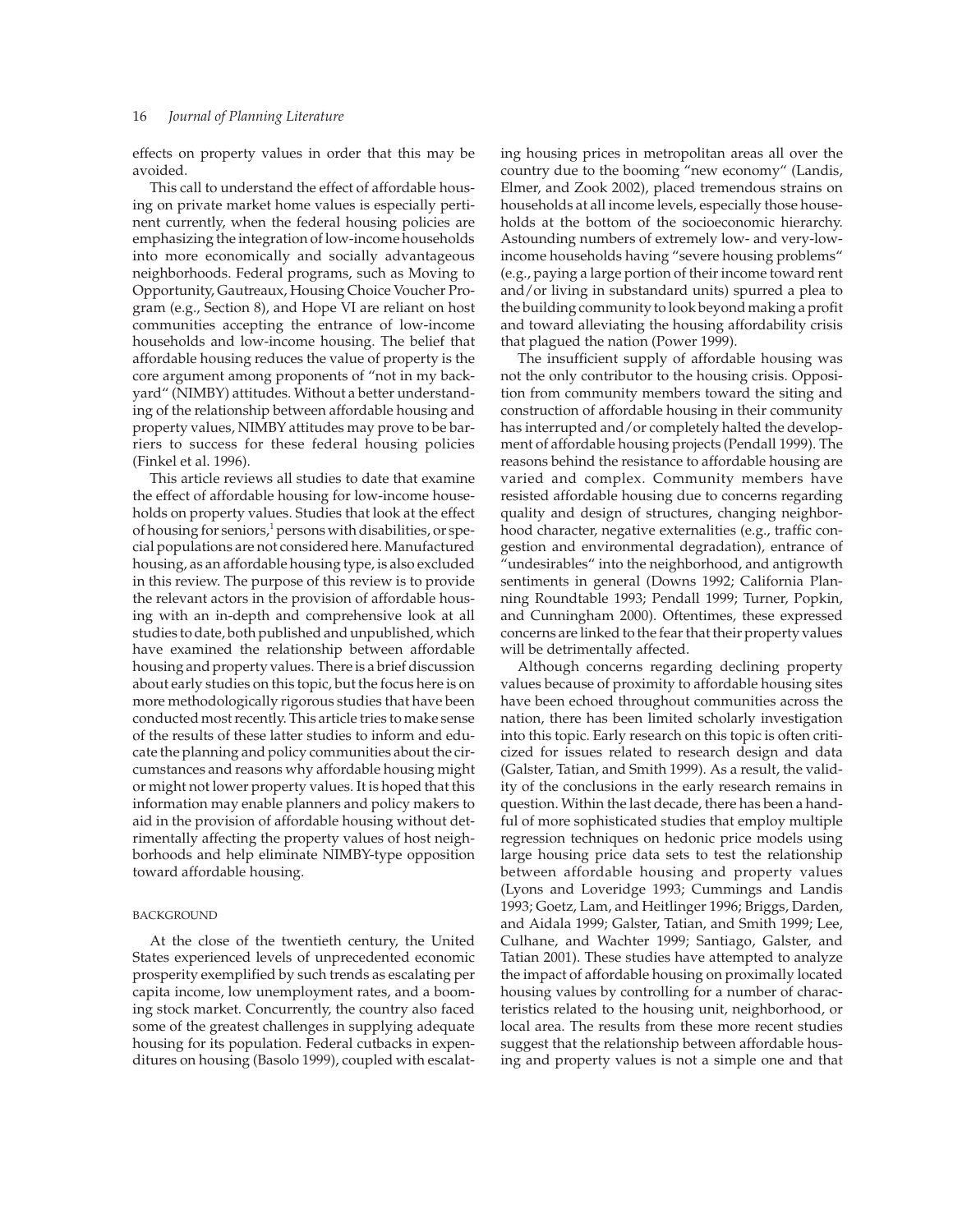effects on property values in order that this may be avoided.

This call to understand the effect of affordable housing on private market home values is especially pertinent currently, when the federal housing policies are emphasizing the integration of low-income households into more economically and socially advantageous neighborhoods. Federal programs, such as Moving to Opportunity, Gautreaux, Housing Choice Voucher Program (e.g., Section 8), and Hope VI are reliant on host communities accepting the entrance of low-income households and low-income housing. The belief that affordable housing reduces the value of property is the core argument among proponents of "not in my backyard" (NIMBY) attitudes. Without a better understanding of the relationship between affordable housing and property values, NIMBY attitudes may prove to be barriers to success for these federal housing policies (Finkel et al. 1996).

This article reviews all studies to date that examine the effect of affordable housing for low-income households on property values. Studies that look at the effect of housing for seniors,[1] persons with disabilities, or special populations are not considered here. Manufactured housing, as an affordable housing type, is also excluded in this review. The purpose of this review is to provide the relevant actors in the provision of affordable housing with an in-depth and comprehensive look at all studies to date, both published and unpublished, which have examined the relationship between affordable housing and property values. There is a brief discussion about early studies on this topic, but the focus here is on more methodologically rigorous studies that have been conducted most recently. This article tries to make sense of the results of these latter studies to inform and educate the planning and policy communities about the circumstances and reasons why affordable housing might or might not lower property values. It is hoped that this information may enable planners and policy makers to aid in the provision of affordable housing without detrimentally affecting the property values of host neighborhoods and help eliminate NIMBY-type opposition toward affordable housing.

## BACKGROUND

At the close of the twentieth century, the United States experienced levels of unprecedented economic prosperity exemplified by such trends as escalating per capita income, low unemployment rates, and a booming stock market. Concurrently, the country also faced some of the greatest challenges in supplying adequate housing for its population. Federal cutbacks in expenditures on housing (Basolo 1999), coupled with escalating housing prices in metropolitan areas all over the country due to the booming "new economy" (Landis, Elmer, and Zook 2002), placed tremendous strains on households at all income levels, especially those households at the bottom of the socioeconomic hierarchy. Astounding numbers of extremely low- and very-low-income households having "severe housing problems" (e.g., paying a large portion of their income toward rent and/or living in substandard units) spurred a plea to the building community to look beyond making a profit and toward alleviating the housing affordability crisis that plagued the nation (Power 1999).

The insufficient supply of affordable housing was not the only contributor to the housing crisis. Opposition from community members toward the siting and construction of affordable housing in their community has interrupted and/or completely halted the development of affordable housing projects (Pendall 1999). The reasons behind the resistance to affordable housing are varied and complex. Community members have resisted affordable housing due to concerns regarding quality and design of structures, changing neighborhood character, negative externalities (e.g., traffic congestion and environmental degradation), entrance of "undesirables" into the neighborhood, and antigrowth sentiments in general (Downs 1992; California Planning Roundtable 1993; Pendall 1999; Turner, Popkin, and Cunningham 2000). Oftentimes, these expressed concerns are linked to the fear that their property values will be detrimentally affected.

Although concerns regarding declining property values because of proximity to affordable housing sites have been echoed throughout communities across the nation, there has been limited scholarly investigation into this topic. Early research on this topic is often criticized for issues related to research design and data (Galster, Tatian, and Smith 1999). As a result, the validity of the conclusions in the early research remains in question. Within the last decade, there has been a handful of more sophisticated studies that employ multiple regression techniques on hedonic price models using large housing price data sets to test the relationship between affordable housing and property values (Lyons and Loveridge 1993; Cummings and Landis 1993; Goetz, Lam, and Heitlinger 1996; Briggs, Darden, and Aidala 1999; Galster, Tatian, and Smith 1999; Lee, Culhane, and Wachter 1999; Santiago, Galster, and Tatian 2001). These studies have attempted to analyze the impact of affordable housing on proximally located housing values by controlling for a number of characteristics related to the housing unit, neighborhood, or local area. The results from these more recent studies suggest that the relationship between affordable housing and property values is not a simple one and that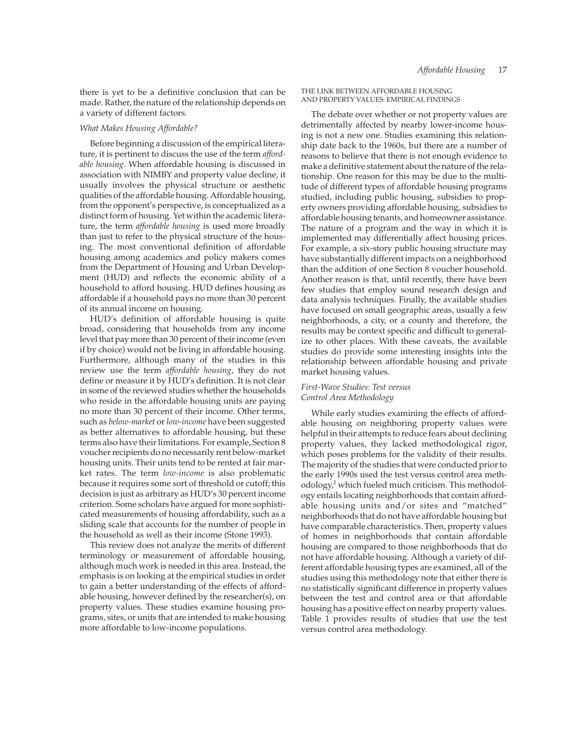there is yet to be a definitive conclusion that can be made. Rather, the nature of the relationship depends on a variety of different factors.

### *What Makes Housing Affordable?*

Before beginning a discussion of the empirical literature, it is pertinent to discuss the use of the term *affordable housing*. When affordable housing is discussed in association with NIMBY and property value decline, it usually involves the physical structure or aesthetic qualities of the affordable housing. Affordable housing, from the opponent's perspective, is conceptualized as a distinct form of housing. Yet within the academic literature, the term *affordable housing* is used more broadly than just to refer to the physical structure of the housing. The most conventional definition of affordable housing among academics and policy makers comes from the Department of Housing and Urban Development (HUD) and reflects the economic ability of a household to afford housing. HUD defines housing as affordable if a household pays no more than 30 percent of its annual income on housing.

HUD's definition of affordable housing is quite broad, considering that households from any income level that pay more than 30 percent of their income (even if by choice) would not be living in affordable housing. Furthermore, although many of the studies in this review use the term *affordable housing*, they do not define or measure it by HUD's definition. It is not clear in some of the reviewed studies whether the households who reside in the affordable housing units are paying no more than 30 percent of their income. Other terms, such as *below-market* or *low-income* have been suggested as better alternatives to affordable housing, but these terms also have their limitations. For example, Section 8 voucher recipients do no necessarily rent below-market housing units. Their units tend to be rented at fair market rates. The term *low-income* is also problematic because it requires some sort of threshold or cutoff; this decision is just as arbitrary as HUD's 30 percent income criterion. Some scholars have argued for more sophisticated measurements of housing affordability, such as a sliding scale that accounts for the number of people in the household as well as their income (Stone 1993).

This review does not analyze the merits of different terminology or measurement of affordable housing, although much work is needed in this area. Instead, the emphasis is on looking at the empirical studies in order to gain a better understanding of the effects of affordable housing, however defined by the researcher(s), on property values. These studies examine housing programs, sites, or units that are intended to make housing more affordable to low-income populations.

## THE LINK BETWEEN AFFORDABLE HOUSING AND PROPERTY VALUES: EMPIRICAL FINDINGS

The debate over whether or not property values are detrimentally affected by nearby lower-income housing is not a new one. Studies examining this relationship date back to the 1960s, but there are a number of reasons to believe that there is not enough evidence to make a definitive statement about the nature of the relationship. One reason for this may be due to the multitude of different types of affordable housing programs studied, including public housing, subsidies to property owners providing affordable housing, subsidies to affordable housing tenants, and homeowner assistance. The nature of a program and the way in which it is implemented may differentially affect housing prices. For example, a six-story public housing structure may have substantially different impacts on a neighborhood than the addition of one Section 8 voucher household. Another reason is that, until recently, there have been few studies that employ sound research design and data analysis techniques. Finally, the available studies have focused on small geographic areas, usually a few neighborhoods, a city, or a county and therefore, the results may be context specific and difficult to generalize to other places. With these caveats, the available studies do provide some interesting insights into the relationship between affordable housing and private market housing values.

### *First-Wave Studies: Test versus Control Area Methodology*

While early studies examining the effects of affordable housing on neighboring property values were helpful in their attempts to reduce fears about declining property values, they lacked methodological rigor, which poses problems for the validity of their results. The majority of the studies that were conducted prior to the early 1990s used the test versus control area methodology,[2] which fueled much criticism. This methodology entails locating neighborhoods that contain affordable housing units and/or sites and "matched" neighborhoods that do not have affordable housing but have comparable characteristics. Then, property values of homes in neighborhoods that contain affordable housing are compared to those neighborhoods that do not have affordable housing. Although a variety of different affordable housing types are examined, all of the studies using this methodology note that either there is no statistically significant difference in property values between the test and control area or that affordable housing has a positive effect on nearby property values. Table 1 provides results of studies that use the test versus control area methodology.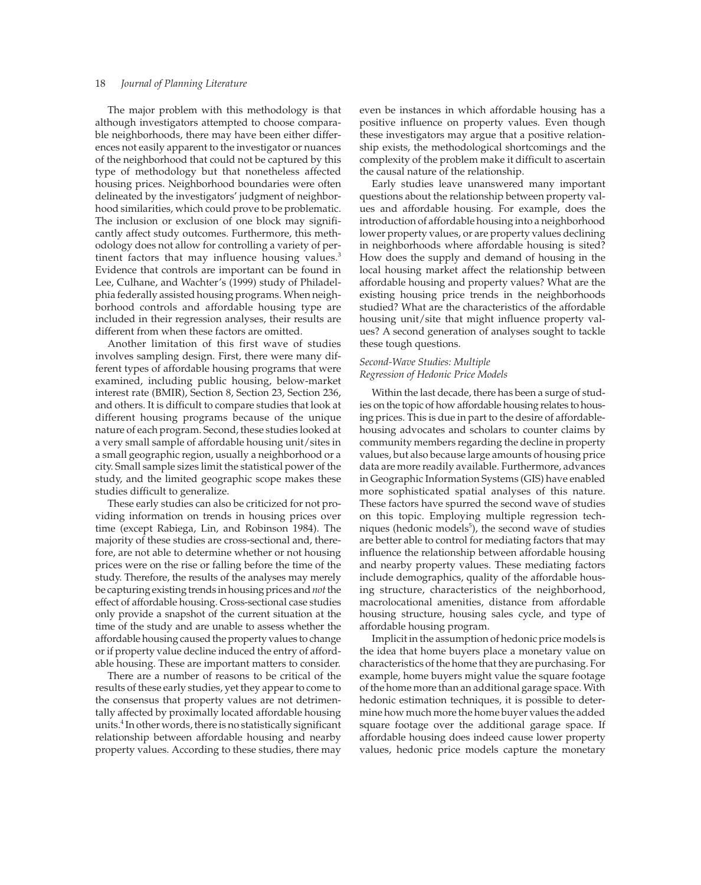The major problem with this methodology is that although investigators attempted to choose comparable neighborhoods, there may have been either differences not easily apparent to the investigator or nuances of the neighborhood that could not be captured by this type of methodology but that nonetheless affected housing prices. Neighborhood boundaries were often delineated by the investigators' judgment of neighborhood similarities, which could prove to be problematic. The inclusion or exclusion of one block may significantly affect study outcomes. Furthermore, this methodology does not allow for controlling a variety of pertinent factors that may influence housing values.[3] Evidence that controls are important can be found in Lee, Culhane, and Wachter's (1999) study of Philadelphia federally assisted housing programs. When neighborhood controls and affordable housing type are included in their regression analyses, their results are different from when these factors are omitted.

Another limitation of this first wave of studies involves sampling design. First, there were many different types of affordable housing programs that were examined, including public housing, below-market interest rate (BMIR), Section 8, Section 23, Section 236, and others. It is difficult to compare studies that look at different housing programs because of the unique nature of each program. Second, these studies looked at a very small sample of affordable housing unit/sites in a small geographic region, usually a neighborhood or a city. Small sample sizes limit the statistical power of the study, and the limited geographic scope makes these studies difficult to generalize.

These early studies can also be criticized for not providing information on trends in housing prices over time (except Rabiega, Lin, and Robinson 1984). The majority of these studies are cross-sectional and, therefore, are not able to determine whether or not housing prices were on the rise or falling before the time of the study. Therefore, the results of the analyses may merely be capturing existing trends in housing prices and *not* the effect of affordable housing. Cross-sectional case studies only provide a snapshot of the current situation at the time of the study and are unable to assess whether the affordable housing caused the property values to change or if property value decline induced the entry of affordable housing. These are important matters to consider.

There are a number of reasons to be critical of the results of these early studies, yet they appear to come to the consensus that property values are not detrimentally affected by proximally located affordable housing units.[4] In other words, there is no statistically significant relationship between affordable housing and nearby property values. According to these studies, there may even be instances in which affordable housing has a positive influence on property values. Even though these investigators may argue that a positive relationship exists, the methodological shortcomings and the complexity of the problem make it difficult to ascertain the causal nature of the relationship.

Early studies leave unanswered many important questions about the relationship between property values and affordable housing. For example, does the introduction of affordable housing into a neighborhood lower property values, or are property values declining in neighborhoods where affordable housing is sited? How does the supply and demand of housing in the local housing market affect the relationship between affordable housing and property values? What are the existing housing price trends in the neighborhoods studied? What are the characteristics of the affordable housing unit/site that might influence property values? A second generation of analyses sought to tackle these tough questions.

### *Second-Wave Studies: Multiple Regression of Hedonic Price Models*

Within the last decade, there has been a surge of studies on the topic of how affordable housing relates to housing prices. This is due in part to the desire of affordable-housing advocates and scholars to counter claims by community members regarding the decline in property values, but also because large amounts of housing price data are more readily available. Furthermore, advances in Geographic Information Systems (GIS) have enabled more sophisticated spatial analyses of this nature. These factors have spurred the second wave of studies on this topic. Employing multiple regression techniques (hedonic models[5]), the second wave of studies are better able to control for mediating factors that may influence the relationship between affordable housing and nearby property values. These mediating factors include demographics, quality of the affordable housing structure, characteristics of the neighborhood, macrolocational amenities, distance from affordable housing structure, housing sales cycle, and type of affordable housing program.

Implicit in the assumption of hedonic price models is the idea that home buyers place a monetary value on characteristics of the home that they are purchasing. For example, home buyers might value the square footage of the home more than an additional garage space. With hedonic estimation techniques, it is possible to determine how much more the home buyer values the added square footage over the additional garage space. If affordable housing does indeed cause lower property values, hedonic price models capture the monetary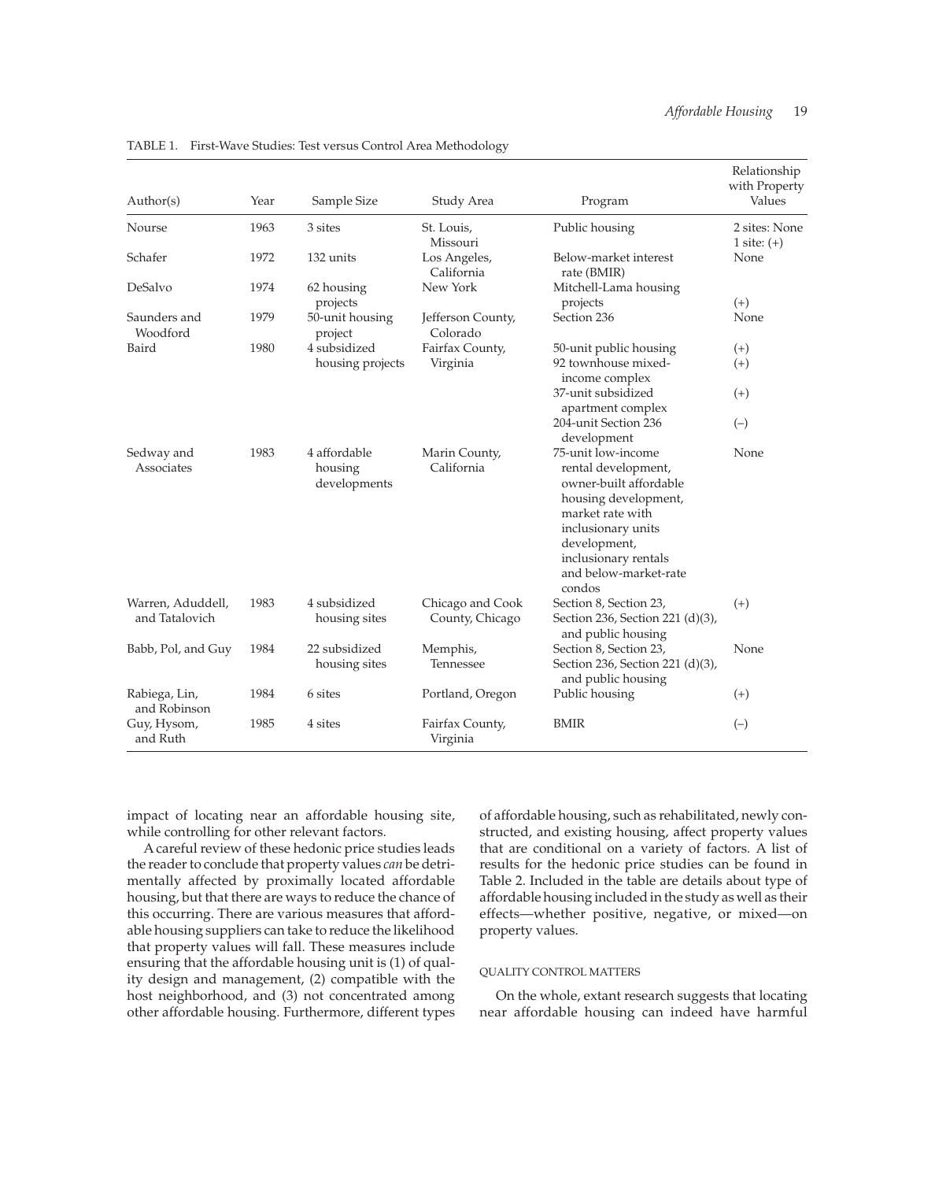TABLE 1. First-Wave Studies: Test versus Control Area Methodology

| Author(s) | Year | Sample Size | Study Area | Program | Relationship with Property Values |
|---|---|---|---|---|---|
| Nourse | 1963 | 3 sites | St. Louis, Missouri | Public housing | 2 sites: None<br>1 site: (+) |
| Schafer | 1972 | 132 units | Los Angeles, California | Below-market interest rate (BMIR) | None |
| DeSalvo | 1974 | 62 housing projects | New York | Mitchell-Lama housing projects | (+) |
| Saunders and Woodford | 1979 | 50-unit housing project | Jefferson County, Colorado | Section 236 | None |
| Baird | 1980 | 4 subsidized housing projects | Fairfax County, Virginia | 50-unit public housing | (+) |
| | | | | 92 townhouse mixed-income complex | (+) |
| | | | | 37-unit subsidized apartment complex | (+) |
| | | | | 204-unit Section 236 development | (−) |
| Sedway and Associates | 1983 | 4 affordable housing developments | Marin County, California | 75-unit low-income rental development, owner-built affordable housing development, market rate with inclusionary units development, inclusionary rentals and below-market-rate condos | None |
| Warren, Aduddell, and Tatalovich | 1983 | 4 subsidized housing sites | Chicago and Cook County, Chicago | Section 8, Section 23, Section 236, Section 221 (d)(3), and public housing | (+) |
| Babb, Pol, and Guy | 1984 | 22 subsidized housing sites | Memphis, Tennessee | Section 8, Section 23, Section 236, Section 221 (d)(3), and public housing | None |
| Rabiega, Lin, and Robinson | 1984 | 6 sites | Portland, Oregon | Public housing | (+) |
| Guy, Hysom, and Ruth | 1985 | 4 sites | Fairfax County, Virginia | BMIR | (−) |

impact of locating near an affordable housing site, while controlling for other relevant factors.

A careful review of these hedonic price studies leads the reader to conclude that property values *can* be detrimentally affected by proximally located affordable housing, but that there are ways to reduce the chance of this occurring. There are various measures that affordable housing suppliers can take to reduce the likelihood that property values will fall. These measures include ensuring that the affordable housing unit is (1) of quality design and management, (2) compatible with the host neighborhood, and (3) not concentrated among other affordable housing. Furthermore, different types of affordable housing, such as rehabilitated, newly constructed, and existing housing, affect property values that are conditional on a variety of factors. A list of results for the hedonic price studies can be found in Table 2. Included in the table are details about type of affordable housing included in the study as well as their effects—whether positive, negative, or mixed—on property values.

### QUALITY CONTROL MATTERS

On the whole, extant research suggests that locating near affordable housing can indeed have harmful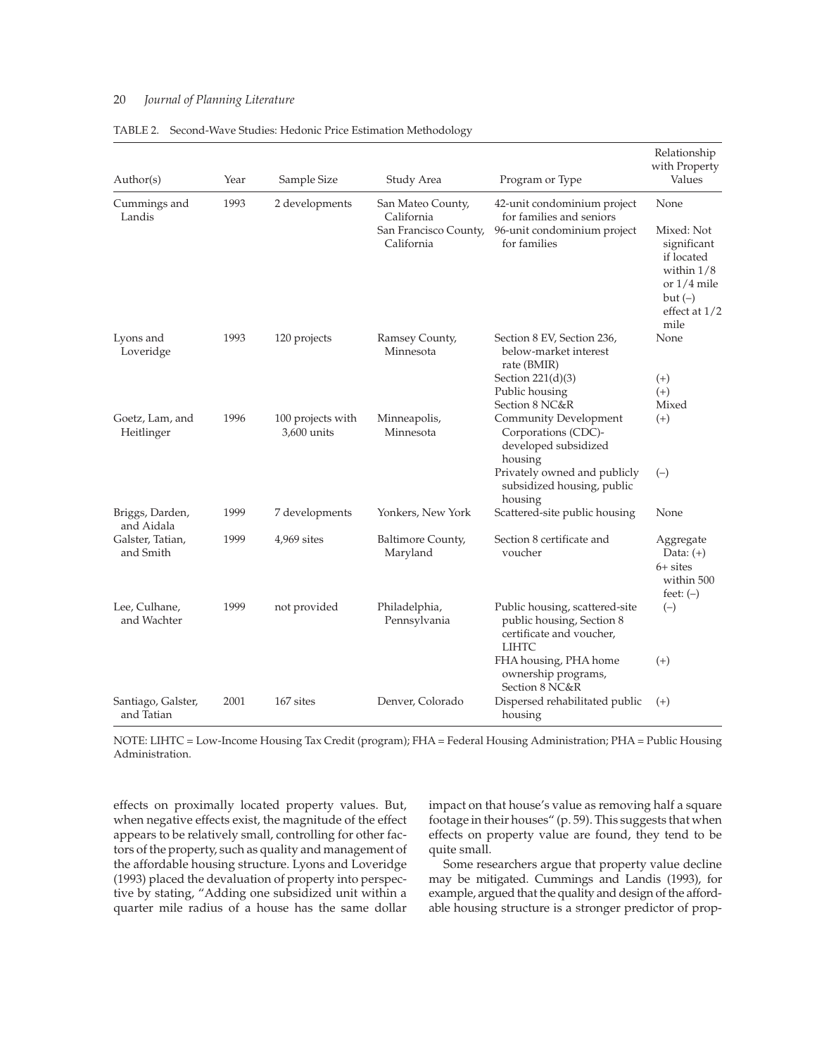TABLE 2. Second-Wave Studies: Hedonic Price Estimation Methodology

| Author(s) | Year | Sample Size | Study Area | Program or Type | Relationship with Property Values |
|---|---|---|---|---|---|
| Cummings and Landis | 1993 | 2 developments | San Mateo County, California | 42-unit condominium project for families and seniors | None |
| | | | San Francisco County, California | 96-unit condominium project for families | Mixed: Not significant if located within 1/8 or 1/4 mile but (–) effect at 1/2 mile |
| Lyons and Loveridge | 1993 | 120 projects | Ramsey County, Minnesota | Section 8 EV, Section 236, below-market interest rate (BMIR) | None |
| | | | | Section 221(d)(3) | (+) |
| | | | | Public housing | (+) |
| | | | | Section 8 NC&R | Mixed |
| Goetz, Lam, and Heitlinger | 1996 | 100 projects with 3,600 units | Minneapolis, Minnesota | Community Development Corporations (CDC)-developed subsidized housing | (+) |
| | | | | Privately owned and publicly subsidized housing, public housing | (–) |
| Briggs, Darden, and Aidala | 1999 | 7 developments | Yonkers, New York | Scattered-site public housing | None |
| Galster, Tatian, and Smith | 1999 | 4,969 sites | Baltimore County, Maryland | Section 8 certificate and voucher | Aggregate Data: (+) 6+ sites within 500 feet: (–) |
| Lee, Culhane, and Wachter | 1999 | not provided | Philadelphia, Pennsylvania | Public housing, scattered-site public housing, Section 8 certificate and voucher, LIHTC | (–) |
| | | | | FHA housing, PHA home ownership programs, Section 8 NC&R | (+) |
| Santiago, Galster, and Tatian | 2001 | 167 sites | Denver, Colorado | Dispersed rehabilitated public housing | (+) |

NOTE: LIHTC = Low-Income Housing Tax Credit (program); FHA = Federal Housing Administration; PHA = Public Housing Administration.

effects on proximally located property values. But, when negative effects exist, the magnitude of the effect appears to be relatively small, controlling for other factors of the property, such as quality and management of the affordable housing structure. Lyons and Loveridge (1993) placed the devaluation of property into perspective by stating, "Adding one subsidized unit within a quarter mile radius of a house has the same dollar impact on that house's value as removing half a square footage in their houses" (p. 59). This suggests that when effects on property value are found, they tend to be quite small.

Some researchers argue that property value decline may be mitigated. Cummings and Landis (1993), for example, argued that the quality and design of the affordable housing structure is a stronger predictor of prop-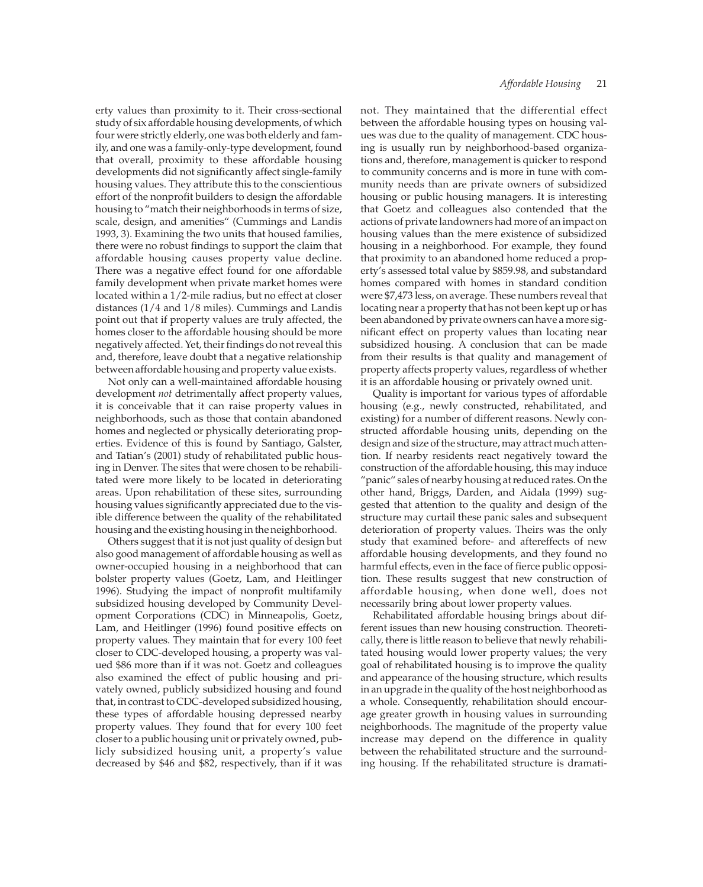erty values than proximity to it. Their cross-sectional study of six affordable housing developments, of which four were strictly elderly, one was both elderly and family, and one was a family-only-type development, found that overall, proximity to these affordable housing developments did not significantly affect single-family housing values. They attribute this to the conscientious effort of the nonprofit builders to design the affordable housing to "match their neighborhoods in terms of size, scale, design, and amenities" (Cummings and Landis 1993, 3). Examining the two units that housed families, there were no robust findings to support the claim that affordable housing causes property value decline. There was a negative effect found for one affordable family development when private market homes were located within a 1/2-mile radius, but no effect at closer distances (1/4 and 1/8 miles). Cummings and Landis point out that if property values are truly affected, the homes closer to the affordable housing should be more negatively affected. Yet, their findings do not reveal this and, therefore, leave doubt that a negative relationship between affordable housing and property value exists.

Not only can a well-maintained affordable housing development *not* detrimentally affect property values, it is conceivable that it can raise property values in neighborhoods, such as those that contain abandoned homes and neglected or physically deteriorating properties. Evidence of this is found by Santiago, Galster, and Tatian's (2001) study of rehabilitated public housing in Denver. The sites that were chosen to be rehabilitated were more likely to be located in deteriorating areas. Upon rehabilitation of these sites, surrounding housing values significantly appreciated due to the visible difference between the quality of the rehabilitated housing and the existing housing in the neighborhood.

Others suggest that it is not just quality of design but also good management of affordable housing as well as owner-occupied housing in a neighborhood that can bolster property values (Goetz, Lam, and Heitlinger 1996). Studying the impact of nonprofit multifamily subsidized housing developed by Community Development Corporations (CDC) in Minneapolis, Goetz, Lam, and Heitlinger (1996) found positive effects on property values. They maintain that for every 100 feet closer to CDC-developed housing, a property was valued $86 more than if it was not. Goetz and colleagues also examined the effect of public housing and privately owned, publicly subsidized housing and found that, in contrast to CDC-developed subsidized housing, these types of affordable housing depressed nearby property values. They found that for every 100 feet closer to a public housing unit or privately owned, publicly subsidized housing unit, a property's value decreased by $46 and $82, respectively, than if it was not. They maintained that the differential effect between the affordable housing types on housing values was due to the quality of management. CDC housing is usually run by neighborhood-based organizations and, therefore, management is quicker to respond to community concerns and is more in tune with community needs than are private owners of subsidized housing or public housing managers. It is interesting that Goetz and colleagues also contended that the actions of private landowners had more of an impact on housing values than the mere existence of subsidized housing in a neighborhood. For example, they found that proximity to an abandoned home reduced a property's assessed total value by $859.98, and substandard homes compared with homes in standard condition were $7,473 less, on average. These numbers reveal that locating near a property that has not been kept up or has been abandoned by private owners can have a more significant effect on property values than locating near subsidized housing. A conclusion that can be made from their results is that quality and management of property affects property values, regardless of whether it is an affordable housing or privately owned unit.

Quality is important for various types of affordable housing (e.g., newly constructed, rehabilitated, and existing) for a number of different reasons. Newly constructed affordable housing units, depending on the design and size of the structure, may attract much attention. If nearby residents react negatively toward the construction of the affordable housing, this may induce "panic" sales of nearby housing at reduced rates. On the other hand, Briggs, Darden, and Aidala (1999) suggested that attention to the quality and design of the structure may curtail these panic sales and subsequent deterioration of property values. Theirs was the only study that examined before- and aftereffects of new affordable housing developments, and they found no harmful effects, even in the face of fierce public opposition. These results suggest that new construction of affordable housing, when done well, does not necessarily bring about lower property values.

Rehabilitated affordable housing brings about different issues than new housing construction. Theoretically, there is little reason to believe that newly rehabilitated housing would lower property values; the very goal of rehabilitated housing is to improve the quality and appearance of the housing structure, which results in an upgrade in the quality of the host neighborhood as a whole. Consequently, rehabilitation should encourage greater growth in housing values in surrounding neighborhoods. The magnitude of the property value increase may depend on the difference in quality between the rehabilitated structure and the surrounding housing. If the rehabilitated structure is dramati-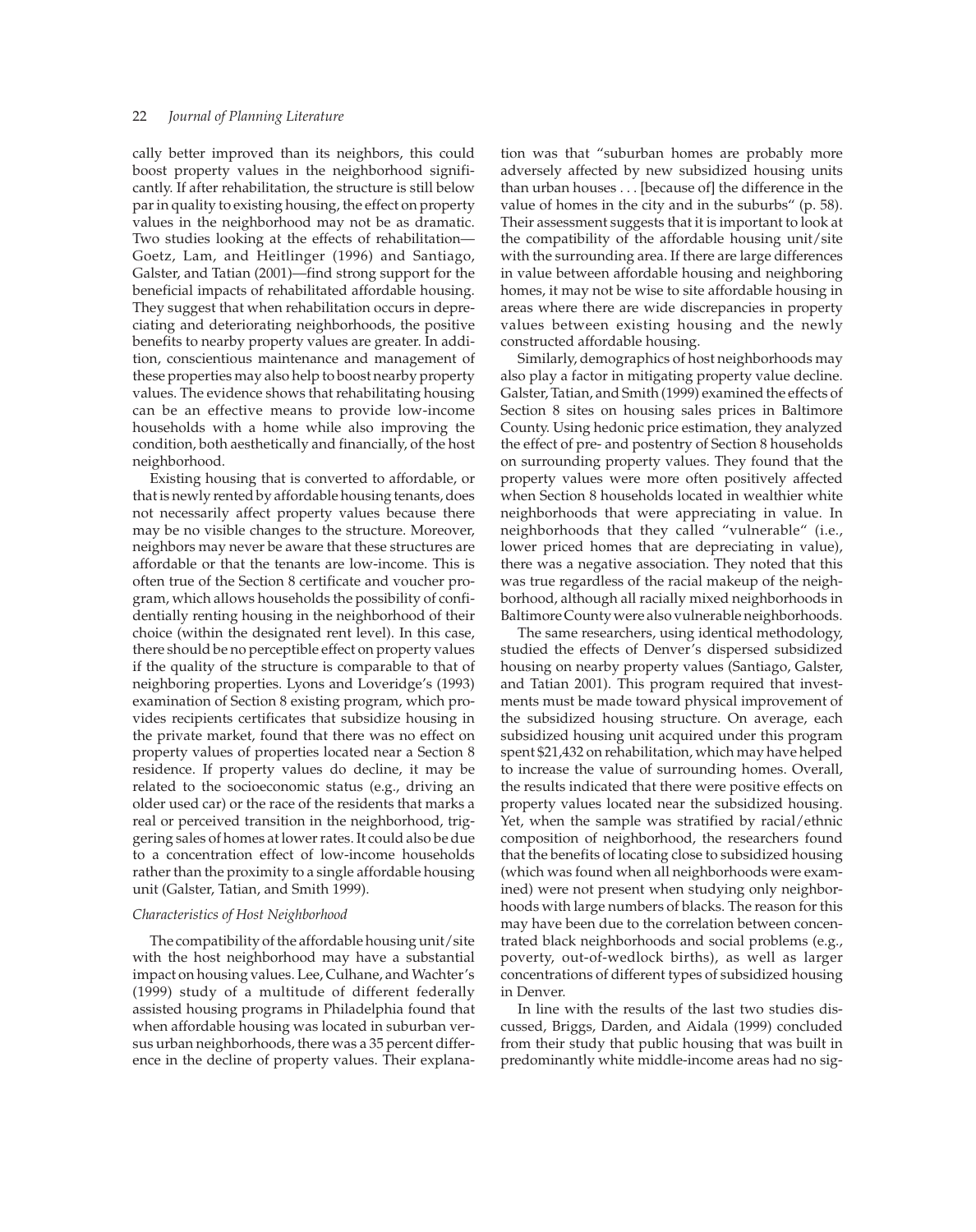cally better improved than its neighbors, this could boost property values in the neighborhood significantly. If after rehabilitation, the structure is still below par in quality to existing housing, the effect on property values in the neighborhood may not be as dramatic. Two studies looking at the effects of rehabilitation—Goetz, Lam, and Heitlinger (1996) and Santiago, Galster, and Tatian (2001)—find strong support for the beneficial impacts of rehabilitated affordable housing. They suggest that when rehabilitation occurs in depreciating and deteriorating neighborhoods, the positive benefits to nearby property values are greater. In addition, conscientious maintenance and management of these properties may also help to boost nearby property values. The evidence shows that rehabilitating housing can be an effective means to provide low-income households with a home while also improving the condition, both aesthetically and financially, of the host neighborhood.

Existing housing that is converted to affordable, or that is newly rented by affordable housing tenants, does not necessarily affect property values because there may be no visible changes to the structure. Moreover, neighbors may never be aware that these structures are affordable or that the tenants are low-income. This is often true of the Section 8 certificate and voucher program, which allows households the possibility of confidentially renting housing in the neighborhood of their choice (within the designated rent level). In this case, there should be no perceptible effect on property values if the quality of the structure is comparable to that of neighboring properties. Lyons and Loveridge's (1993) examination of Section 8 existing program, which provides recipients certificates that subsidize housing in the private market, found that there was no effect on property values of properties located near a Section 8 residence. If property values do decline, it may be related to the socioeconomic status (e.g., driving an older used car) or the race of the residents that marks a real or perceived transition in the neighborhood, triggering sales of homes at lower rates. It could also be due to a concentration effect of low-income households rather than the proximity to a single affordable housing unit (Galster, Tatian, and Smith 1999).

*Characteristics of Host Neighborhood*

The compatibility of the affordable housing unit/site with the host neighborhood may have a substantial impact on housing values. Lee, Culhane, and Wachter's (1999) study of a multitude of different federally assisted housing programs in Philadelphia found that when affordable housing was located in suburban versus urban neighborhoods, there was a 35 percent difference in the decline of property values. Their explanation was that "suburban homes are probably more adversely affected by new subsidized housing units than urban houses . . . [because of] the difference in the value of homes in the city and in the suburbs" (p. 58). Their assessment suggests that it is important to look at the compatibility of the affordable housing unit/site with the surrounding area. If there are large differences in value between affordable housing and neighboring homes, it may not be wise to site affordable housing in areas where there are wide discrepancies in property values between existing housing and the newly constructed affordable housing.

Similarly, demographics of host neighborhoods may also play a factor in mitigating property value decline. Galster, Tatian, and Smith (1999) examined the effects of Section 8 sites on housing sales prices in Baltimore County. Using hedonic price estimation, they analyzed the effect of pre- and postentry of Section 8 households on surrounding property values. They found that the property values were more often positively affected when Section 8 households located in wealthier white neighborhoods that were appreciating in value. In neighborhoods that they called "vulnerable" (i.e., lower priced homes that are depreciating in value), there was a negative association. They noted that this was true regardless of the racial makeup of the neighborhood, although all racially mixed neighborhoods in Baltimore County were also vulnerable neighborhoods.

The same researchers, using identical methodology, studied the effects of Denver's dispersed subsidized housing on nearby property values (Santiago, Galster, and Tatian 2001). This program required that investments must be made toward physical improvement of the subsidized housing structure. On average, each subsidized housing unit acquired under this program spent $21,432 on rehabilitation, which may have helped to increase the value of surrounding homes. Overall, the results indicated that there were positive effects on property values located near the subsidized housing. Yet, when the sample was stratified by racial/ethnic composition of neighborhood, the researchers found that the benefits of locating close to subsidized housing (which was found when all neighborhoods were examined) were not present when studying only neighborhoods with large numbers of blacks. The reason for this may have been due to the correlation between concentrated black neighborhoods and social problems (e.g., poverty, out-of-wedlock births), as well as larger concentrations of different types of subsidized housing in Denver.

In line with the results of the last two studies discussed, Briggs, Darden, and Aidala (1999) concluded from their study that public housing that was built in predominantly white middle-income areas had no sig-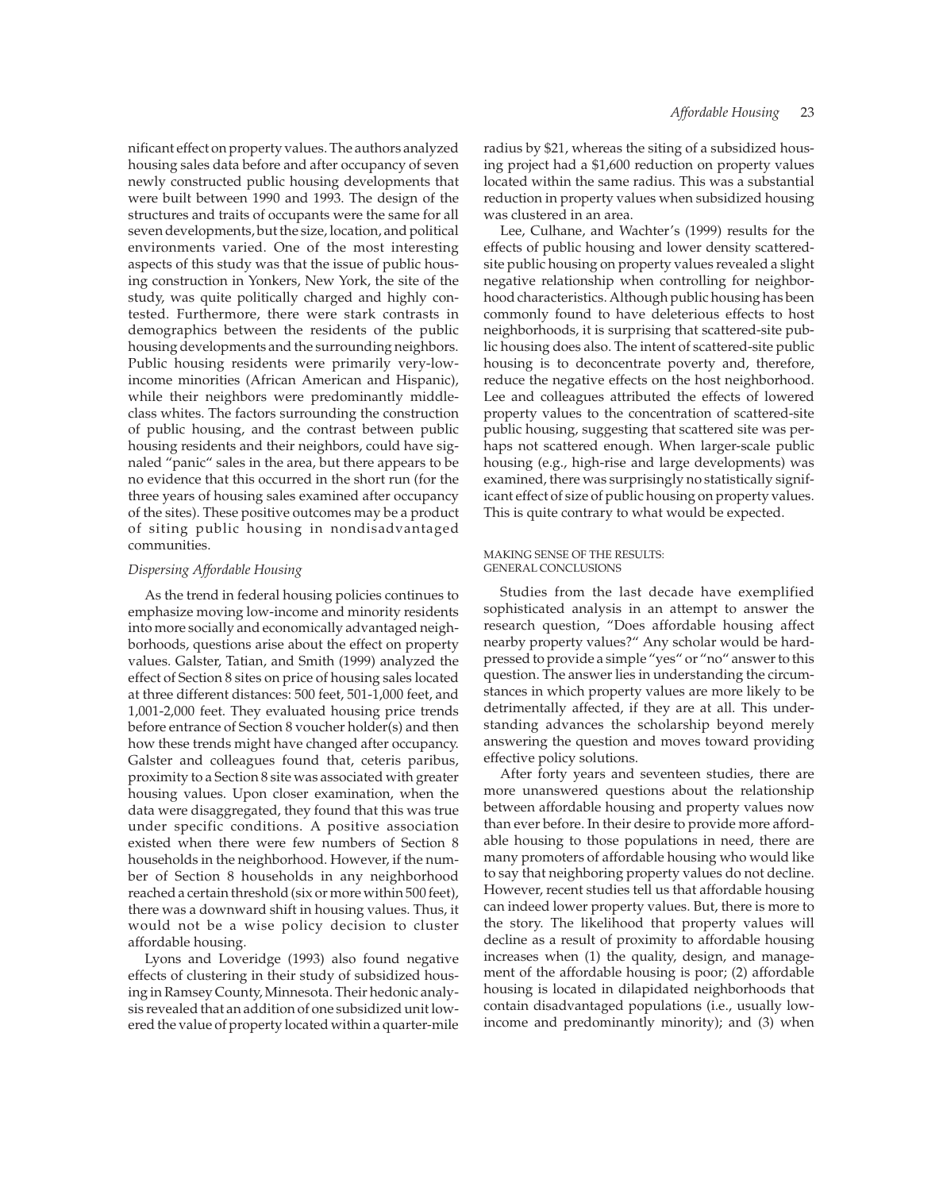nificant effect on property values. The authors analyzed housing sales data before and after occupancy of seven newly constructed public housing developments that were built between 1990 and 1993. The design of the structures and traits of occupants were the same for all seven developments, but the size, location, and political environments varied. One of the most interesting aspects of this study was that the issue of public housing construction in Yonkers, New York, the site of the study, was quite politically charged and highly contested. Furthermore, there were stark contrasts in demographics between the residents of the public housing developments and the surrounding neighbors. Public housing residents were primarily very-low-income minorities (African American and Hispanic), while their neighbors were predominantly middle-class whites. The factors surrounding the construction of public housing, and the contrast between public housing residents and their neighbors, could have signaled "panic" sales in the area, but there appears to be no evidence that this occurred in the short run (for the three years of housing sales examined after occupancy of the sites). These positive outcomes may be a product of siting public housing in nondisadvantaged communities.

### *Dispersing Affordable Housing*

As the trend in federal housing policies continues to emphasize moving low-income and minority residents into more socially and economically advantaged neighborhoods, questions arise about the effect on property values. Galster, Tatian, and Smith (1999) analyzed the effect of Section 8 sites on price of housing sales located at three different distances: 500 feet, 501-1,000 feet, and 1,001-2,000 feet. They evaluated housing price trends before entrance of Section 8 voucher holder(s) and then how these trends might have changed after occupancy. Galster and colleagues found that, ceteris paribus, proximity to a Section 8 site was associated with greater housing values. Upon closer examination, when the data were disaggregated, they found that this was true under specific conditions. A positive association existed when there were few numbers of Section 8 households in the neighborhood. However, if the number of Section 8 households in any neighborhood reached a certain threshold (six or more within 500 feet), there was a downward shift in housing values. Thus, it would not be a wise policy decision to cluster affordable housing.

Lyons and Loveridge (1993) also found negative effects of clustering in their study of subsidized housing in Ramsey County, Minnesota. Their hedonic analysis revealed that an addition of one subsidized unit lowered the value of property located within a quarter-mile radius by $21, whereas the siting of a subsidized housing project had a $1,600 reduction on property values located within the same radius. This was a substantial reduction in property values when subsidized housing was clustered in an area.

Lee, Culhane, and Wachter's (1999) results for the effects of public housing and lower density scattered-site public housing on property values revealed a slight negative relationship when controlling for neighborhood characteristics. Although public housing has been commonly found to have deleterious effects to host neighborhoods, it is surprising that scattered-site public housing does also. The intent of scattered-site public housing is to deconcentrate poverty and, therefore, reduce the negative effects on the host neighborhood. Lee and colleagues attributed the effects of lowered property values to the concentration of scattered-site public housing, suggesting that scattered site was perhaps not scattered enough. When larger-scale public housing (e.g., high-rise and large developments) was examined, there was surprisingly no statistically significant effect of size of public housing on property values. This is quite contrary to what would be expected.

## MAKING SENSE OF THE RESULTS: GENERAL CONCLUSIONS

Studies from the last decade have exemplified sophisticated analysis in an attempt to answer the research question, "Does affordable housing affect nearby property values?" Any scholar would be hard-pressed to provide a simple "yes" or "no" answer to this question. The answer lies in understanding the circumstances in which property values are more likely to be detrimentally affected, if they are at all. This understanding advances the scholarship beyond merely answering the question and moves toward providing effective policy solutions.

After forty years and seventeen studies, there are more unanswered questions about the relationship between affordable housing and property values now than ever before. In their desire to provide more affordable housing to those populations in need, there are many promoters of affordable housing who would like to say that neighboring property values do not decline. However, recent studies tell us that affordable housing can indeed lower property values. But, there is more to the story. The likelihood that property values will decline as a result of proximity to affordable housing increases when (1) the quality, design, and management of the affordable housing is poor; (2) affordable housing is located in dilapidated neighborhoods that contain disadvantaged populations (i.e., usually low-income and predominantly minority); and (3) when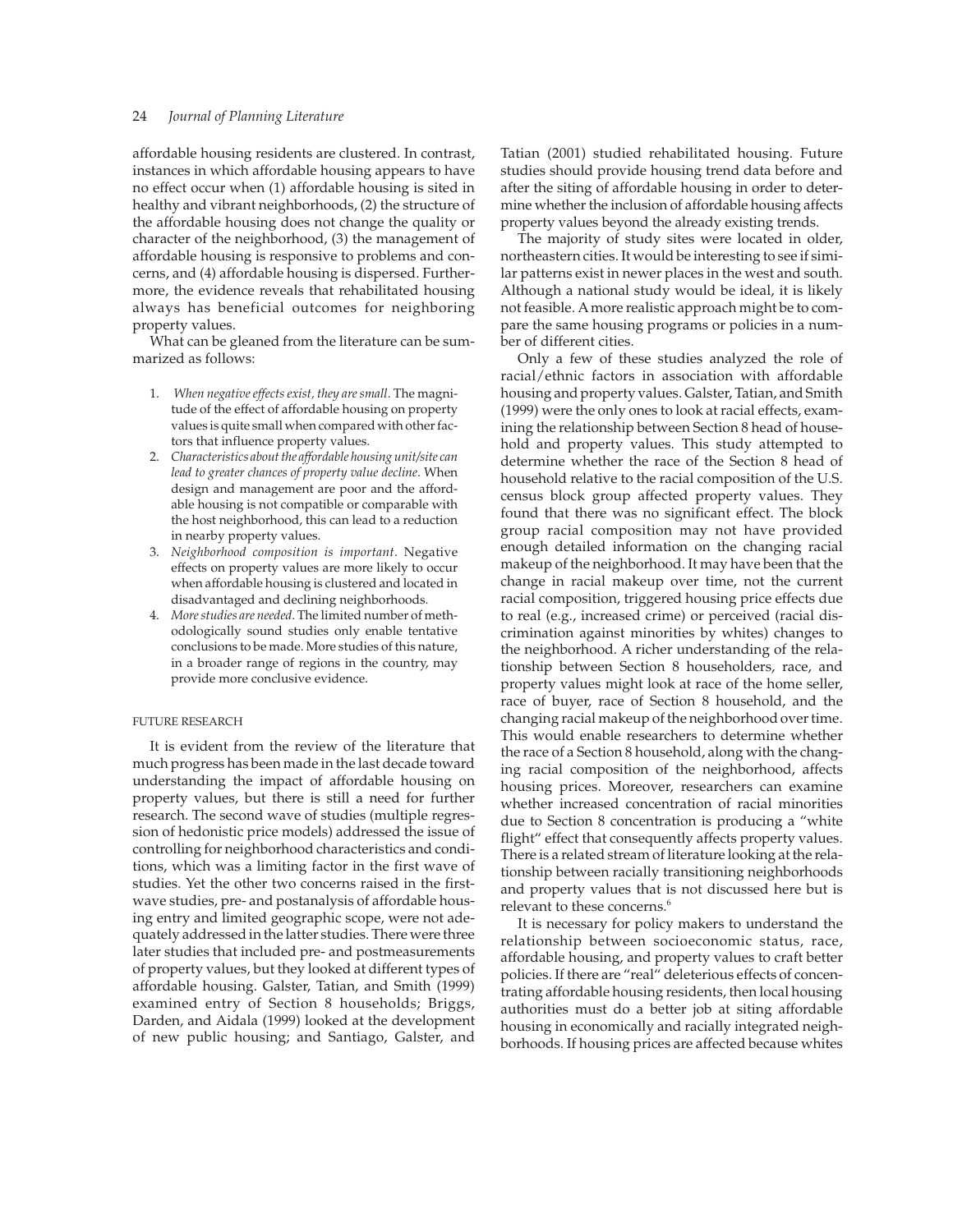affordable housing residents are clustered. In contrast, instances in which affordable housing appears to have no effect occur when (1) affordable housing is sited in healthy and vibrant neighborhoods, (2) the structure of the affordable housing does not change the quality or character of the neighborhood, (3) the management of affordable housing is responsive to problems and concerns, and (4) affordable housing is dispersed. Furthermore, the evidence reveals that rehabilitated housing always has beneficial outcomes for neighboring property values.

What can be gleaned from the literature can be summarized as follows:

1. *When negative effects exist, they are small.* The magnitude of the effect of affordable housing on property values is quite small when compared with other factors that influence property values.
2. *Characteristics about the affordable housing unit/site can lead to greater chances of property value decline.* When design and management are poor and the affordable housing is not compatible or comparable with the host neighborhood, this can lead to a reduction in nearby property values.
3. *Neighborhood composition is important.* Negative effects on property values are more likely to occur when affordable housing is clustered and located in disadvantaged and declining neighborhoods.
4. *More studies are needed.* The limited number of methodologically sound studies only enable tentative conclusions to be made. More studies of this nature, in a broader range of regions in the country, may provide more conclusive evidence.

## FUTURE RESEARCH

It is evident from the review of the literature that much progress has been made in the last decade toward understanding the impact of affordable housing on property values, but there is still a need for further research. The second wave of studies (multiple regression of hedonistic price models) addressed the issue of controlling for neighborhood characteristics and conditions, which was a limiting factor in the first wave of studies. Yet the other two concerns raised in the first-wave studies, pre- and postanalysis of affordable housing entry and limited geographic scope, were not adequately addressed in the latter studies. There were three later studies that included pre- and postmeasurements of property values, but they looked at different types of affordable housing. Galster, Tatian, and Smith (1999) examined entry of Section 8 households; Briggs, Darden, and Aidala (1999) looked at the development of new public housing; and Santiago, Galster, and Tatian (2001) studied rehabilitated housing. Future studies should provide housing trend data before and after the siting of affordable housing in order to determine whether the inclusion of affordable housing affects property values beyond the already existing trends.

The majority of study sites were located in older, northeastern cities. It would be interesting to see if similar patterns exist in newer places in the west and south. Although a national study would be ideal, it is likely not feasible. A more realistic approach might be to compare the same housing programs or policies in a number of different cities.

Only a few of these studies analyzed the role of racial/ethnic factors in association with affordable housing and property values. Galster, Tatian, and Smith (1999) were the only ones to look at racial effects, examining the relationship between Section 8 head of household and property values. This study attempted to determine whether the race of the Section 8 head of household relative to the racial composition of the U.S. census block group affected property values. They found that there was no significant effect. The block group racial composition may not have provided enough detailed information on the changing racial makeup of the neighborhood. It may have been that the change in racial makeup over time, not the current racial composition, triggered housing price effects due to real (e.g., increased crime) or perceived (racial discrimination against minorities by whites) changes to the neighborhood. A richer understanding of the relationship between Section 8 householders, race, and property values might look at race of the home seller, race of buyer, race of Section 8 household, and the changing racial makeup of the neighborhood over time. This would enable researchers to determine whether the race of a Section 8 household, along with the changing racial composition of the neighborhood, affects housing prices. Moreover, researchers can examine whether increased concentration of racial minorities due to Section 8 concentration is producing a "white flight" effect that consequently affects property values. There is a related stream of literature looking at the relationship between racially transitioning neighborhoods and property values that is not discussed here but is relevant to these concerns.[6]

It is necessary for policy makers to understand the relationship between socioeconomic status, race, affordable housing, and property values to craft better policies. If there are "real" deleterious effects of concentrating affordable housing residents, then local housing authorities must do a better job at siting affordable housing in economically and racially integrated neighborhoods. If housing prices are affected because whites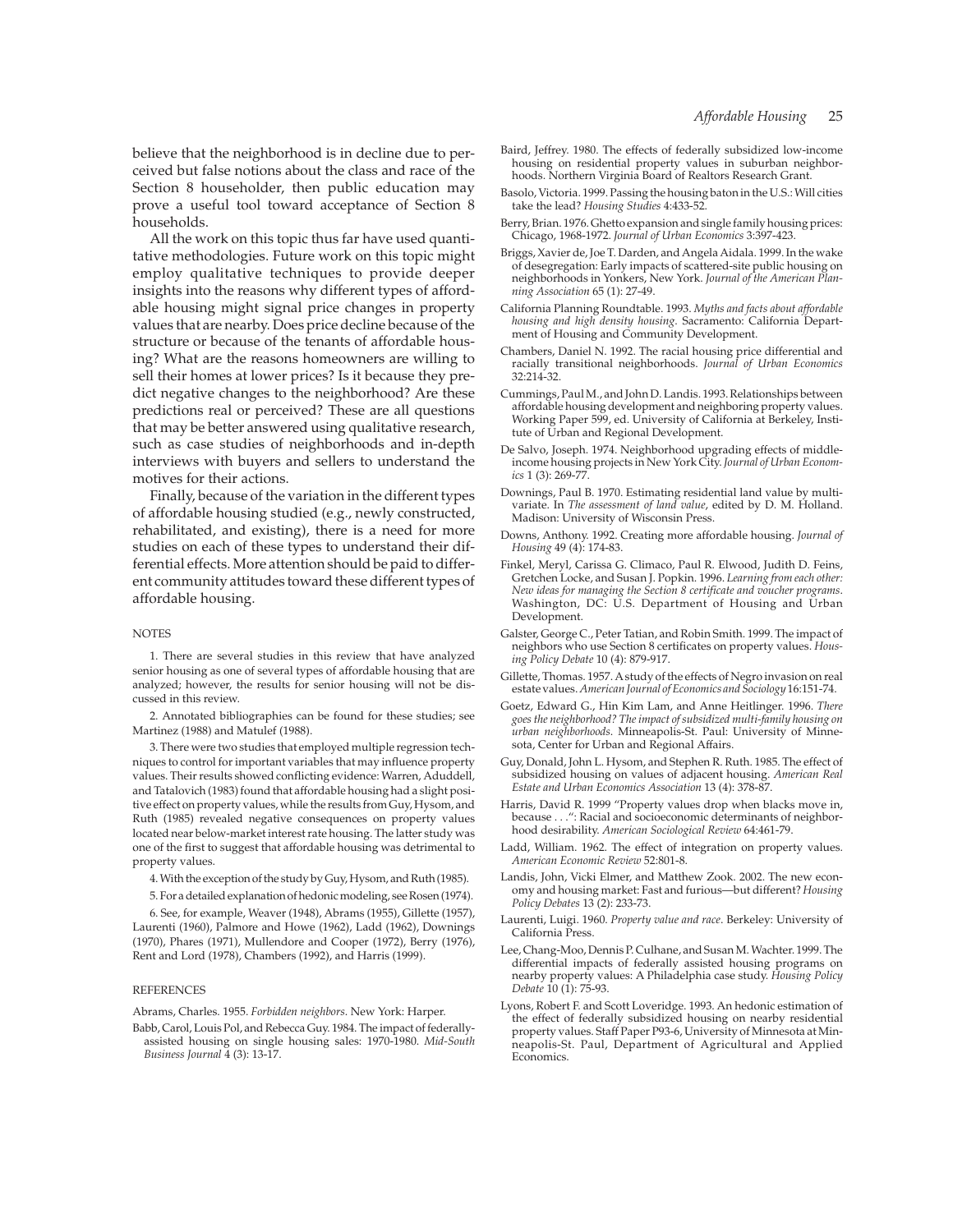believe that the neighborhood is in decline due to perceived but false notions about the class and race of the Section 8 householder, then public education may prove a useful tool toward acceptance of Section 8 households.

All the work on this topic thus far have used quantitative methodologies. Future work on this topic might employ qualitative techniques to provide deeper insights into the reasons why different types of affordable housing might signal price changes in property values that are nearby. Does price decline because of the structure or because of the tenants of affordable housing? What are the reasons homeowners are willing to sell their homes at lower prices? Is it because they predict negative changes to the neighborhood? Are these predictions real or perceived? These are all questions that may be better answered using qualitative research, such as case studies of neighborhoods and in-depth interviews with buyers and sellers to understand the motives for their actions.

Finally, because of the variation in the different types of affordable housing studied (e.g., newly constructed, rehabilitated, and existing), there is a need for more studies on each of these types to understand their differential effects. More attention should be paid to different community attitudes toward these different types of affordable housing.

## NOTES

1. There are several studies in this review that have analyzed senior housing as one of several types of affordable housing that are analyzed; however, the results for senior housing will not be discussed in this review.

2. Annotated bibliographies can be found for these studies; see Martinez (1988) and Matulef (1988).

3. There were two studies that employed multiple regression techniques to control for important variables that may influence property values. Their results showed conflicting evidence: Warren, Aduddell, and Tatalovich (1983) found that affordable housing had a slight positive effect on property values, while the results from Guy, Hysom, and Ruth (1985) revealed negative consequences on property values located near below-market interest rate housing. The latter study was one of the first to suggest that affordable housing was detrimental to property values.

4. With the exception of the study by Guy, Hysom, and Ruth (1985).

5. For a detailed explanation of hedonic modeling, see Rosen (1974).

6. See, for example, Weaver (1948), Abrams (1955), Gillette (1957), Laurenti (1960), Palmore and Howe (1962), Ladd (1962), Downings (1970), Phares (1971), Mullendore and Cooper (1972), Berry (1976), Rent and Lord (1978), Chambers (1992), and Harris (1999).

## REFERENCES

Abrams, Charles. 1955. *Forbidden neighbors*. New York: Harper.

Babb, Carol, Louis Pol, and Rebecca Guy. 1984. The impact of federally-assisted housing on single housing sales: 1970-1980. *Mid-South Business Journal* 4 (3): 13-17.

Baird, Jeffrey. 1980. The effects of federally subsidized low-income housing on residential property values in suburban neighborhoods. Northern Virginia Board of Realtors Research Grant.

Basolo, Victoria. 1999. Passing the housing baton in the U.S.: Will cities take the lead? *Housing Studies* 4:433-52.

Berry, Brian. 1976. Ghetto expansion and single family housing prices: Chicago, 1968-1972. *Journal of Urban Economics* 3:397-423.

Briggs, Xavier de, Joe T. Darden, and Angela Aidala. 1999. In the wake of desegregation: Early impacts of scattered-site public housing on neighborhoods in Yonkers, New York. *Journal of the American Planning Association* 65 (1): 27-49.

California Planning Roundtable. 1993. *Myths and facts about affordable housing and high density housing*. Sacramento: California Department of Housing and Community Development.

Chambers, Daniel N. 1992. The racial housing price differential and racially transitional neighborhoods. *Journal of Urban Economics* 32:214-32.

Cummings, Paul M., and John D. Landis. 1993. Relationships between affordable housing development and neighboring property values. Working Paper 599, ed. University of California at Berkeley, Institute of Urban and Regional Development.

De Salvo, Joseph. 1974. Neighborhood upgrading effects of middle-income housing projects in New York City. *Journal of Urban Economics* 1 (3): 269-77.

Downings, Paul B. 1970. Estimating residential land value by multivariate. In *The assessment of land value*, edited by D. M. Holland. Madison: University of Wisconsin Press.

Downs, Anthony. 1992. Creating more affordable housing. *Journal of Housing* 49 (4): 174-83.

Finkel, Meryl, Carissa G. Climaco, Paul R. Elwood, Judith D. Feins, Gretchen Locke, and Susan J. Popkin. 1996. *Learning from each other: New ideas for managing the Section 8 certificate and voucher programs*. Washington, DC: U.S. Department of Housing and Urban Development.

Galster, George C., Peter Tatian, and Robin Smith. 1999. The impact of neighbors who use Section 8 certificates on property values. *Housing Policy Debate* 10 (4): 879-917.

Gillette, Thomas. 1957. A study of the effects of Negro invasion on real estate values. *American Journal of Economics and Sociology* 16:151-74.

Goetz, Edward G., Hin Kim Lam, and Anne Heitlinger. 1996. *There goes the neighborhood? The impact of subsidized multi-family housing on urban neighborhoods*. Minneapolis-St. Paul: University of Minnesota, Center for Urban and Regional Affairs.

Guy, Donald, John L. Hysom, and Stephen R. Ruth. 1985. The effect of subsidized housing on values of adjacent housing. *American Real Estate and Urban Economics Association* 13 (4): 378-87.

Harris, David R. 1999 "Property values drop when blacks move in, because . . .": Racial and socioeconomic determinants of neighborhood desirability. *American Sociological Review* 64:461-79.

Ladd, William. 1962. The effect of integration on property values. *American Economic Review* 52:801-8.

Landis, John, Vicki Elmer, and Matthew Zook. 2002. The new economy and housing market: Fast and furious—but different? *Housing Policy Debates* 13 (2): 233-73.

Laurenti, Luigi. 1960. *Property value and race*. Berkeley: University of California Press.

Lee, Chang-Moo, Dennis P. Culhane, and Susan M. Wachter. 1999. The differential impacts of federally assisted housing programs on nearby property values: A Philadelphia case study. *Housing Policy Debate* 10 (1): 75-93.

Lyons, Robert F. and Scott Loveridge. 1993. An hedonic estimation of the effect of federally subsidized housing on nearby residential property values. Staff Paper P93-6, University of Minnesota at Minneapolis-St. Paul, Department of Agricultural and Applied Economics.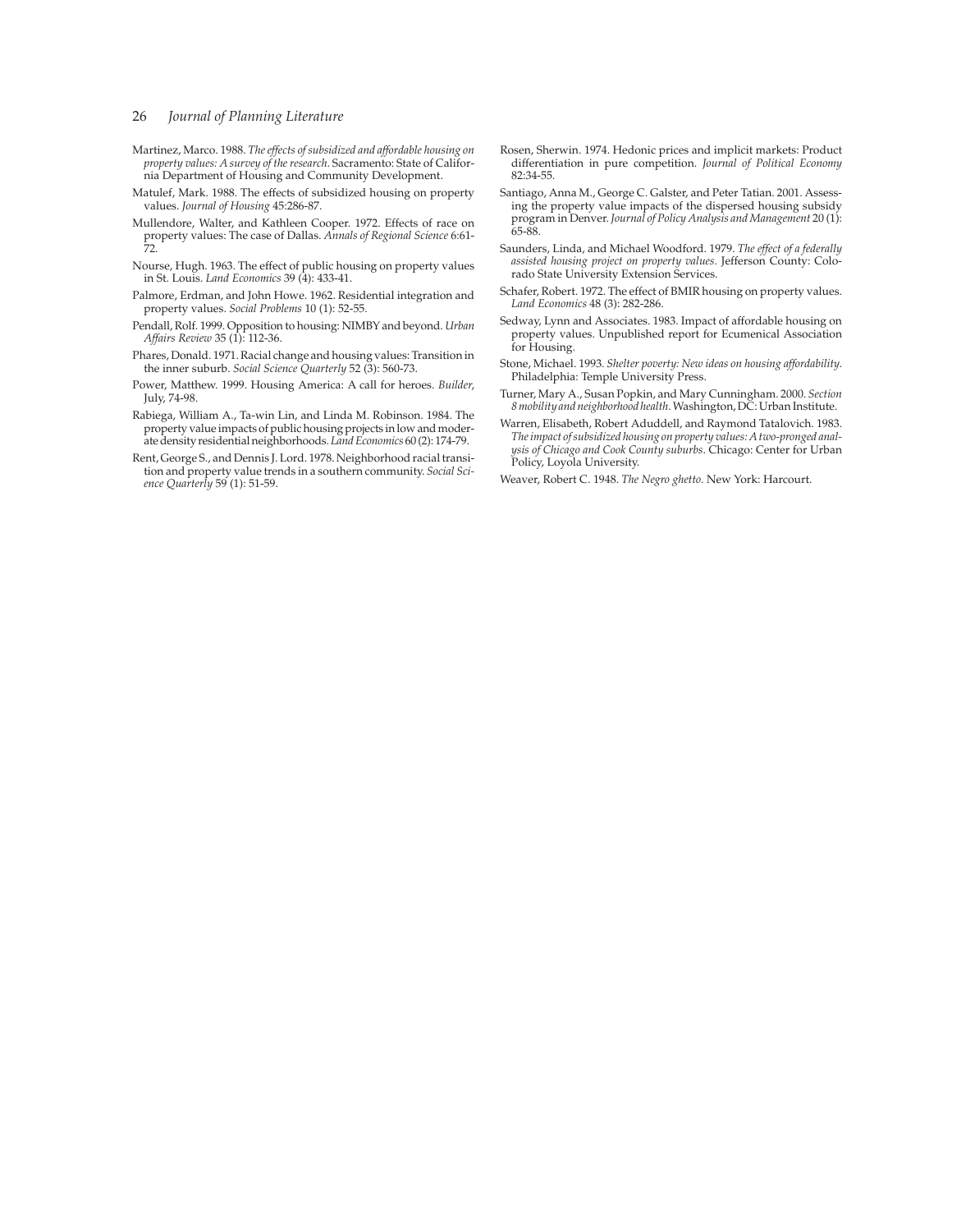Martinez, Marco. 1988. *The effects of subsidized and affordable housing on property values: A survey of the research*. Sacramento: State of California Department of Housing and Community Development.

Matulef, Mark. 1988. The effects of subsidized housing on property values. *Journal of Housing* 45:286-87.

Mullendore, Walter, and Kathleen Cooper. 1972. Effects of race on property values: The case of Dallas. *Annals of Regional Science* 6:61-72.

Nourse, Hugh. 1963. The effect of public housing on property values in St. Louis. *Land Economics* 39 (4): 433-41.

Palmore, Erdman, and John Howe. 1962. Residential integration and property values. *Social Problems* 10 (1): 52-55.

Pendall, Rolf. 1999. Opposition to housing: NIMBY and beyond. *Urban Affairs Review* 35 (1): 112-36.

Phares, Donald. 1971. Racial change and housing values: Transition in the inner suburb. *Social Science Quarterly* 52 (3): 560-73.

Power, Matthew. 1999. Housing America: A call for heroes. *Builder*, July, 74-98.

Rabiega, William A., Ta-win Lin, and Linda M. Robinson. 1984. The property value impacts of public housing projects in low and moderate density residential neighborhoods. *Land Economics* 60 (2): 174-79.

Rent, George S., and Dennis J. Lord. 1978. Neighborhood racial transition and property value trends in a southern community. *Social Science Quarterly* 59 (1): 51-59.

Rosen, Sherwin. 1974. Hedonic prices and implicit markets: Product differentiation in pure competition. *Journal of Political Economy* 82:34-55.

Santiago, Anna M., George C. Galster, and Peter Tatian. 2001. Assessing the property value impacts of the dispersed housing subsidy program in Denver. *Journal of Policy Analysis and Management* 20 (1): 65-88.

Saunders, Linda, and Michael Woodford. 1979. *The effect of a federally assisted housing project on property values*. Jefferson County: Colorado State University Extension Services.

Schafer, Robert. 1972. The effect of BMIR housing on property values. *Land Economics* 48 (3): 282-286.

Sedway, Lynn and Associates. 1983. Impact of affordable housing on property values. Unpublished report for Ecumenical Association for Housing.

Stone, Michael. 1993. *Shelter poverty: New ideas on housing affordability*. Philadelphia: Temple University Press.

Turner, Mary A., Susan Popkin, and Mary Cunningham. 2000. *Section 8 mobility and neighborhood health*. Washington, DC: Urban Institute.

Warren, Elisabeth, Robert Aduddell, and Raymond Tatalovich. 1983. *The impact of subsidized housing on property values: A two-pronged analysis of Chicago and Cook County suburbs*. Chicago: Center for Urban Policy, Loyola University.

Weaver, Robert C. 1948. *The Negro ghetto*. New York: Harcourt.